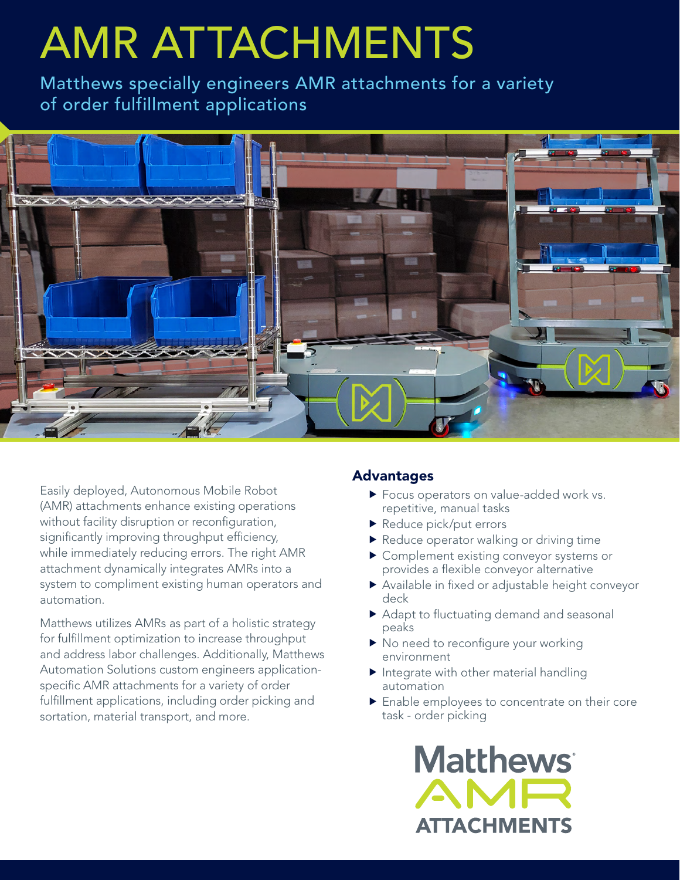# AMR ATTACHMENTS

Matthews specially engineers AMR attachments for a variety of order fulfillment applications

Easily deployed, Autonomous Mobile Robot (AMR) attachments enhance existing operations without facility disruption or reconfiguration, significantly improving throughput efficiency, while immediately reducing errors. The right AMR attachment dynamically integrates AMRs into a system to compliment existing human operators and automation.

Matthews utilizes AMRs as part of a holistic strategy for fulfillment optimization to increase throughput and address labor challenges. Additionally, Matthews Automation Solutions custom engineers application-specific AMR attachments for a variety of order fulfillment applications, including order picking and sortation, material transport, and more.

## Advantages

- Focus operators on value-added work vs. repetitive, manual tasks
- Reduce pick/put errors
- Reduce operator walking or driving time
- Complement existing conveyor systems or provides a flexible conveyor alternative
- Available in fixed or adjustable height conveyor deck
- Adapt to fluctuating demand and seasonal peaks
- No need to reconfigure your working environment
- Integrate with other material handling automation
- Enable employees to concentrate on their core task - order picking

Matthews® AMR ATTACHMENTS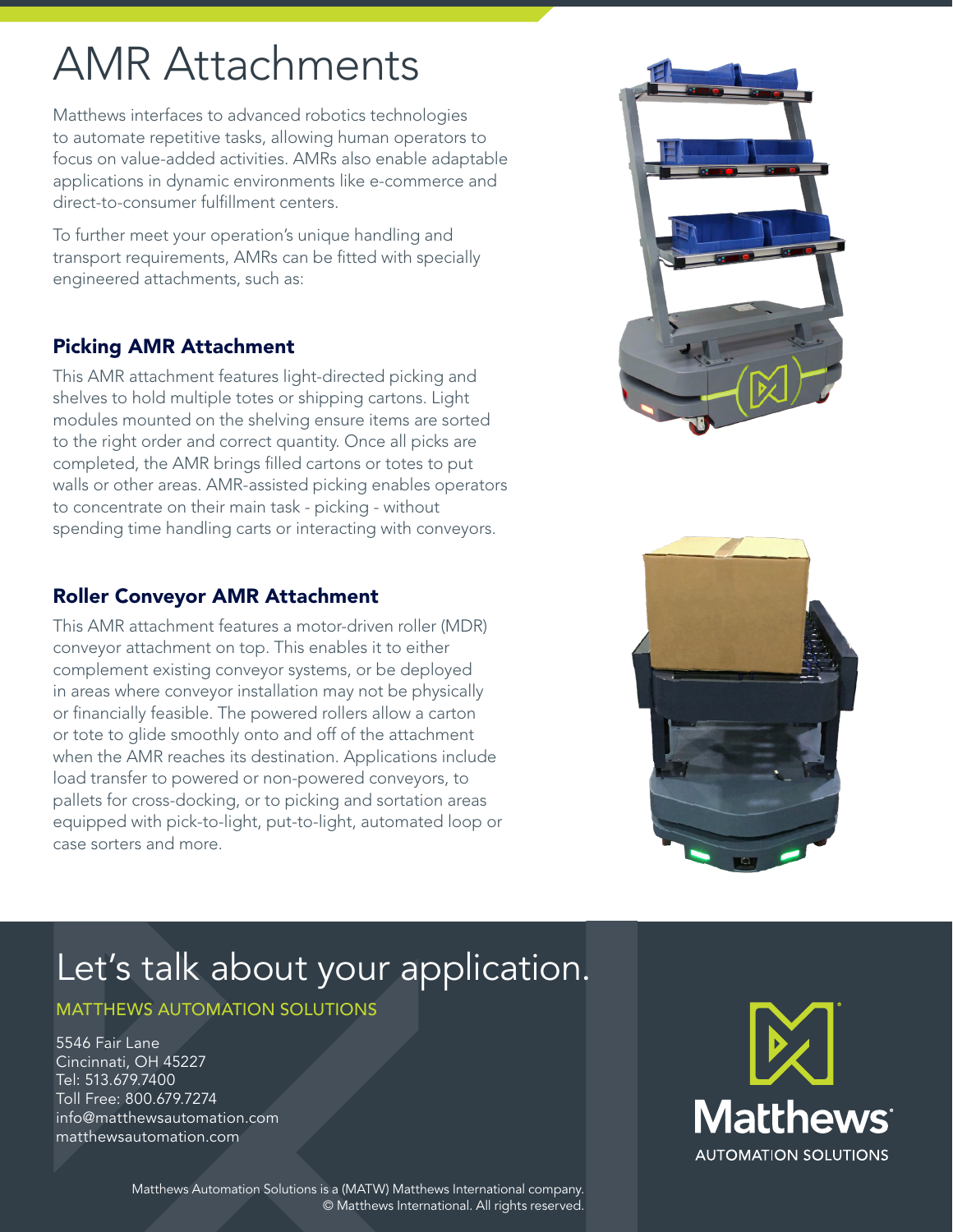# AMR Attachments

Matthews interfaces to advanced robotics technologies to automate repetitive tasks, allowing human operators to focus on value-added activities. AMRs also enable adaptable applications in dynamic environments like e-commerce and direct-to-consumer fulfillment centers.

To further meet your operation's unique handling and transport requirements, AMRs can be fitted with specially engineered attachments, such as:

## Picking AMR Attachment

This AMR attachment features light-directed picking and shelves to hold multiple totes or shipping cartons. Light modules mounted on the shelving ensure items are sorted to the right order and correct quantity. Once all picks are completed, the AMR brings filled cartons or totes to put walls or other areas. AMR-assisted picking enables operators to concentrate on their main task - picking - without spending time handling carts or interacting with conveyors.

## Roller Conveyor AMR Attachment

This AMR attachment features a motor-driven roller (MDR) conveyor attachment on top. This enables it to either complement existing conveyor systems, or be deployed in areas where conveyor installation may not be physically or financially feasible. The powered rollers allow a carton or tote to glide smoothly onto and off of the attachment when the AMR reaches its destination. Applications include load transfer to powered or non-powered conveyors, to pallets for cross-docking, or to picking and sortation areas equipped with pick-to-light, put-to-light, automated loop or case sorters and more.

# Let's talk about your application.

MATTHEWS AUTOMATION SOLUTIONS

5546 Fair Lane
Cincinnati, OH 45227
Tel: 513.679.7400
Toll Free: 800.679.7274
info@matthewsautomation.com
matthewsautomation.com

Matthews Automation Solutions is a (MATW) Matthews International company.
© Matthews International. All rights reserved.

Matthews
AUTOMATION SOLUTIONS